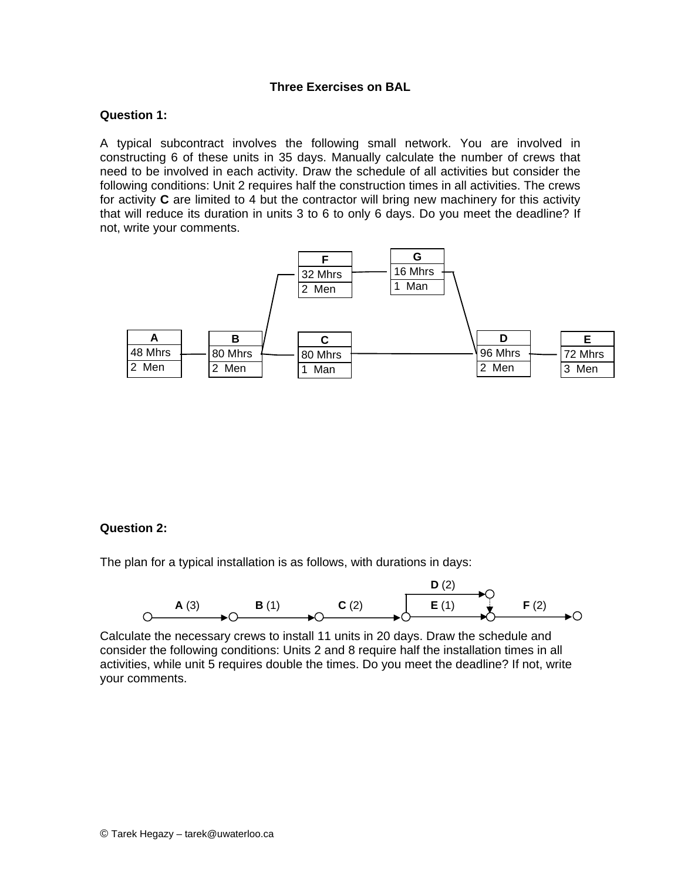# Three Exercises on BAL

**Question 1:**

A typical subcontract involves the following small network. You are involved in constructing 6 of these units in 35 days. Manually calculate the number of crews that need to be involved in each activity. Draw the schedule of all activities but consider the following conditions: Unit 2 requires half the construction times in all activities. The crews for activity **C** are limited to 4 but the contractor will bring new machinery for this activity that will reduce its duration in units 3 to 6 to only 6 days. Do you meet the deadline? If not, write your comments.

| Activity | Man-hours | Crew |
|---|---|---|
| **A** | 48 Mhrs | 2 Men |
| **B** | 80 Mhrs | 2 Men |
| **C** | 80 Mhrs | 1 Man |
| **D** | 96 Mhrs | 2 Men |
| **E** | 72 Mhrs | 3 Men |
| **F** | 32 Mhrs | 2 Men |
| **G** | 16 Mhrs | 1 Man |

Network: A → B; B → F → G → D; B → C → D; D → E

**Question 2:**

The plan for a typical installation is as follows, with durations in days:

Network: **A** (3) → **B** (1) → **C** (2) → [**D** (2) and **E** (1) in parallel; D connects to E's end node via dummy] → **F** (2)

Calculate the necessary crews to install 11 units in 20 days. Draw the schedule and consider the following conditions: Units 2 and 8 require half the installation times in all activities, while unit 5 requires double the times. Do you meet the deadline? If not, write your comments.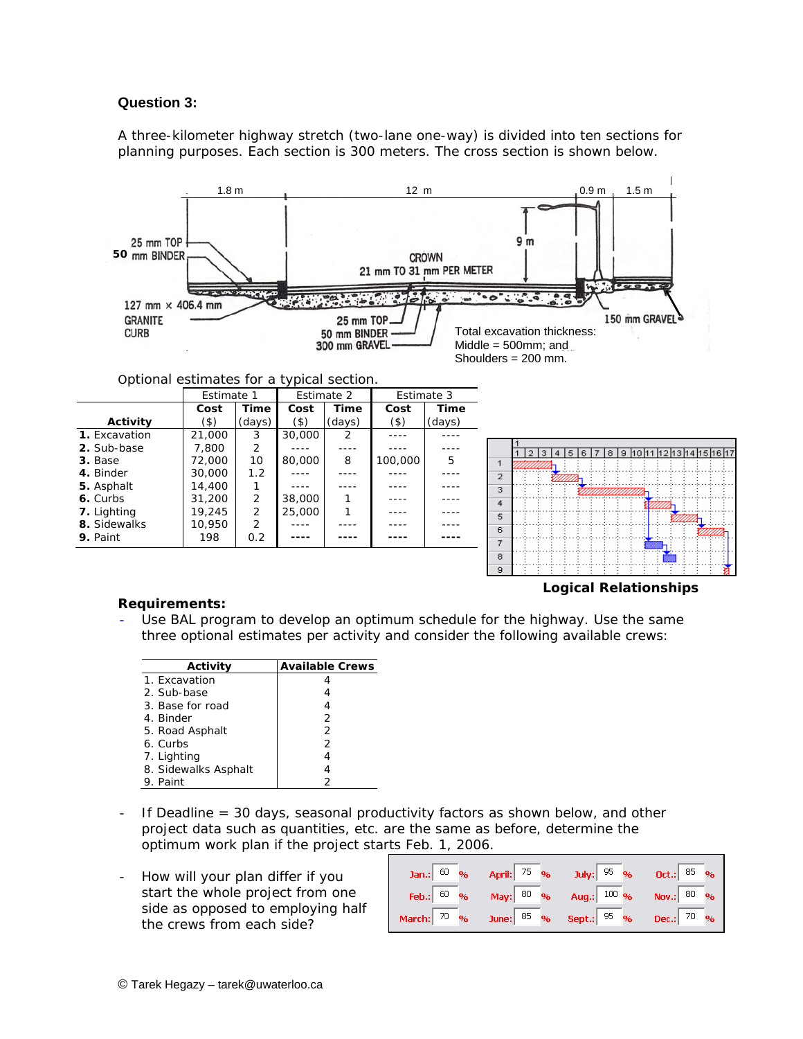### Question 3:

A three-kilometer highway stretch (two-lane one-way) is divided into ten sections for planning purposes. Each section is 300 meters. The cross section is shown below.

1.8 m

12 m

0.9 m

1.5 m

25 mm TOP

50 mm BINDER

9 m

CROWN

21 mm TO 31 mm PER METER

127 mm × 406.4 mm

GRANITE CURB

25 mm TOP

50 mm BINDER

300 mm GRAVEL

150 mm GRAVEL

Total excavation thickness:
Middle = 500mm; and
Shoulders = 200 mm.

Optional estimates for a typical section.

| | Estimate 1 | | Estimate 2 | | Estimate 3 | |
|---|---|---|---|---|---|---|
| **Activity** | **Cost** ($) | **Time** (days) | **Cost** ($) | **Time** (days) | **Cost** ($) | **Time** (days) |
| **1.** Excavation | 21,000 | 3 | 30,000 | 2 | ---- | ---- |
| **2.** Sub-base | 7,800 | 2 | ---- | ---- | ---- | ---- |
| **3.** Base | 72,000 | 10 | 80,000 | 8 | 100,000 | 5 |
| **4.** Binder | 30,000 | 1.2 | ---- | ---- | ---- | ---- |
| **5.** Asphalt | 14,400 | 1 | ---- | ---- | ---- | ---- |
| **6.** Curbs | 31,200 | 2 | 38,000 | 1 | ---- | ---- |
| **7.** Lighting | 19,245 | 2 | 25,000 | 1 | ---- | ---- |
| **8.** Sidewalks | 10,950 | 2 | ---- | ---- | ---- | ---- |
| **9.** Paint | 198 | 0.2 | ---- | ---- | ---- | ---- |

1 2 3 4 5 6 7 8 9 10 11 12 13 14 15 16 17

1 2 3 4 5 6 7 8 9

**Logical Relationships**

**Requirements:**

- Use BAL program to develop an optimum schedule for the highway. Use the same three optional estimates per activity and consider the following available crews:

| Activity | Available Crews |
|---|---|
| 1. Excavation | 4 |
| 2. Sub-base | 4 |
| 3. Base for road | 4 |
| 4. Binder | 2 |
| 5. Road Asphalt | 2 |
| 6. Curbs | 2 |
| 7. Lighting | 4 |
| 8. Sidewalks Asphalt | 4 |
| 9. Paint | 2 |

- If Deadline = 30 days, seasonal productivity factors as shown below, and other project data such as quantities, etc. are the same as before, determine the optimum work plan if the project starts Feb. 1, 2006.

- How will your plan differ if you start the whole project from one side as opposed to employing half the crews from each side?

| | | | | | | | |
|---|---|---|---|---|---|---|---|
| Jan.: | 60 % | April: | 75 % | July: | 95 % | Oct.: | 85 % |
| Feb.: | 60 % | May: | 80 % | Aug.: | 100 % | Nov.: | 80 % |
| March: | 70 % | June: | 85 % | Sept.: | 95 % | Dec.: | 70 % |

© Tarek Hegazy – tarek@uwaterloo.ca